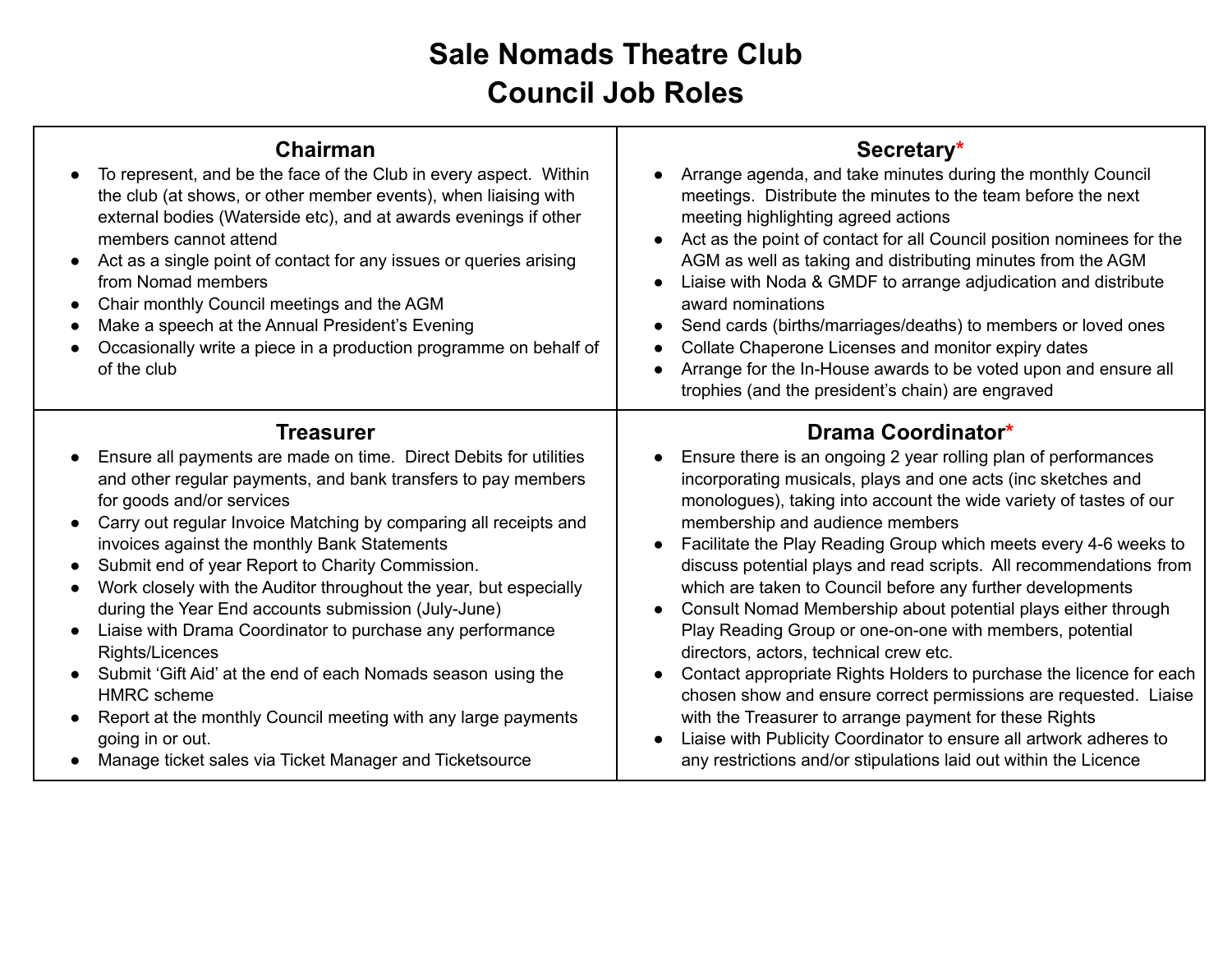# Sale Nomads Theatre Club
# Council Job Roles

## Chairman

- To represent, and be the face of the Club in every aspect. Within the club (at shows, or other member events), when liaising with external bodies (Waterside etc), and at awards evenings if other members cannot attend
- Act as a single point of contact for any issues or queries arising from Nomad members
- Chair monthly Council meetings and the AGM
- Make a speech at the Annual President's Evening
- Occasionally write a piece in a production programme on behalf of of the club

## Secretary*

- Arrange agenda, and take minutes during the monthly Council meetings. Distribute the minutes to the team before the next meeting highlighting agreed actions
- Act as the point of contact for all Council position nominees for the AGM as well as taking and distributing minutes from the AGM
- Liaise with Noda & GMDF to arrange adjudication and distribute award nominations
- Send cards (births/marriages/deaths) to members or loved ones
- Collate Chaperone Licenses and monitor expiry dates
- Arrange for the In-House awards to be voted upon and ensure all trophies (and the president's chain) are engraved

## Treasurer

- Ensure all payments are made on time. Direct Debits for utilities and other regular payments, and bank transfers to pay members for goods and/or services
- Carry out regular Invoice Matching by comparing all receipts and invoices against the monthly Bank Statements
- Submit end of year Report to Charity Commission.
- Work closely with the Auditor throughout the year, but especially during the Year End accounts submission (July-June)
- Liaise with Drama Coordinator to purchase any performance Rights/Licences
- Submit 'Gift Aid' at the end of each Nomads season using the HMRC scheme
- Report at the monthly Council meeting with any large payments going in or out.
- Manage ticket sales via Ticket Manager and Ticketsource

## Drama Coordinator*

- Ensure there is an ongoing 2 year rolling plan of performances incorporating musicals, plays and one acts (inc sketches and monologues), taking into account the wide variety of tastes of our membership and audience members
- Facilitate the Play Reading Group which meets every 4-6 weeks to discuss potential plays and read scripts. All recommendations from which are taken to Council before any further developments
- Consult Nomad Membership about potential plays either through Play Reading Group or one-on-one with members, potential directors, actors, technical crew etc.
- Contact appropriate Rights Holders to purchase the licence for each chosen show and ensure correct permissions are requested. Liaise with the Treasurer to arrange payment for these Rights
- Liaise with Publicity Coordinator to ensure all artwork adheres to any restrictions and/or stipulations laid out within the Licence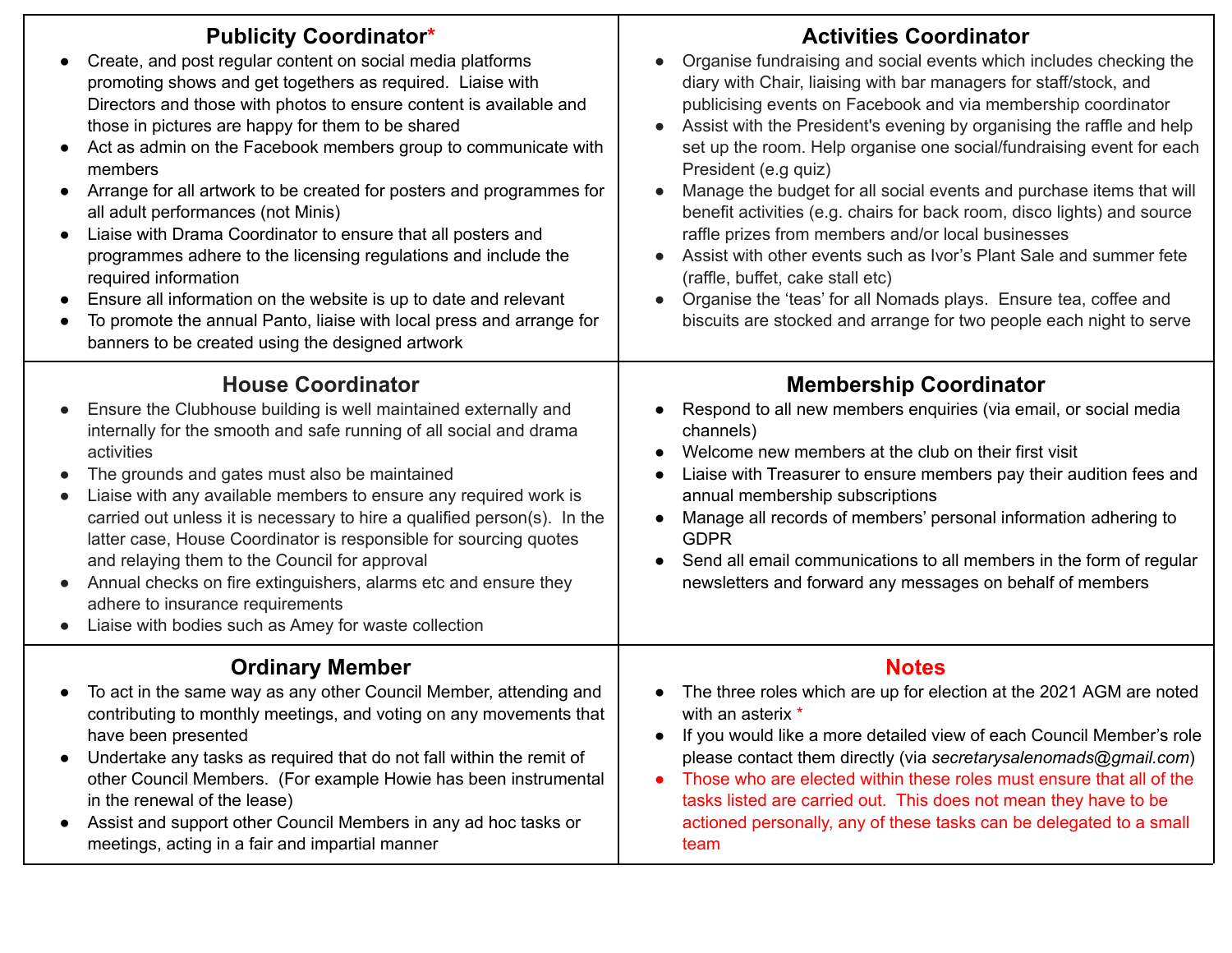## Publicity Coordinator*

- Create, and post regular content on social media platforms promoting shows and get togethers as required. Liaise with Directors and those with photos to ensure content is available and those in pictures are happy for them to be shared
- Act as admin on the Facebook members group to communicate with members
- Arrange for all artwork to be created for posters and programmes for all adult performances (not Minis)
- Liaise with Drama Coordinator to ensure that all posters and programmes adhere to the licensing regulations and include the required information
- Ensure all information on the website is up to date and relevant
- To promote the annual Panto, liaise with local press and arrange for banners to be created using the designed artwork

## Activities Coordinator

- Organise fundraising and social events which includes checking the diary with Chair, liaising with bar managers for staff/stock, and publicising events on Facebook and via membership coordinator
- Assist with the President's evening by organising the raffle and help set up the room. Help organise one social/fundraising event for each President (e.g quiz)
- Manage the budget for all social events and purchase items that will benefit activities (e.g. chairs for back room, disco lights) and source raffle prizes from members and/or local businesses
- Assist with other events such as Ivor's Plant Sale and summer fete (raffle, buffet, cake stall etc)
- Organise the 'teas' for all Nomads plays. Ensure tea, coffee and biscuits are stocked and arrange for two people each night to serve

## House Coordinator

- Ensure the Clubhouse building is well maintained externally and internally for the smooth and safe running of all social and drama activities
- The grounds and gates must also be maintained
- Liaise with any available members to ensure any required work is carried out unless it is necessary to hire a qualified person(s). In the latter case, House Coordinator is responsible for sourcing quotes and relaying them to the Council for approval
- Annual checks on fire extinguishers, alarms etc and ensure they adhere to insurance requirements
- Liaise with bodies such as Amey for waste collection

## Membership Coordinator

- Respond to all new members enquiries (via email, or social media channels)
- Welcome new members at the club on their first visit
- Liaise with Treasurer to ensure members pay their audition fees and annual membership subscriptions
- Manage all records of members' personal information adhering to GDPR
- Send all email communications to all members in the form of regular newsletters and forward any messages on behalf of members

## Ordinary Member

- To act in the same way as any other Council Member, attending and contributing to monthly meetings, and voting on any movements that have been presented
- Undertake any tasks as required that do not fall within the remit of other Council Members. (For example Howie has been instrumental in the renewal of the lease)
- Assist and support other Council Members in any ad hoc tasks or meetings, acting in a fair and impartial manner

## Notes

- The three roles which are up for election at the 2021 AGM are noted with an asterix *
- If you would like a more detailed view of each Council Member's role please contact them directly (via *secretarysalenomads@gmail.com*)
- Those who are elected within these roles must ensure that all of the tasks listed are carried out. This does not mean they have to be actioned personally, any of these tasks can be delegated to a small team